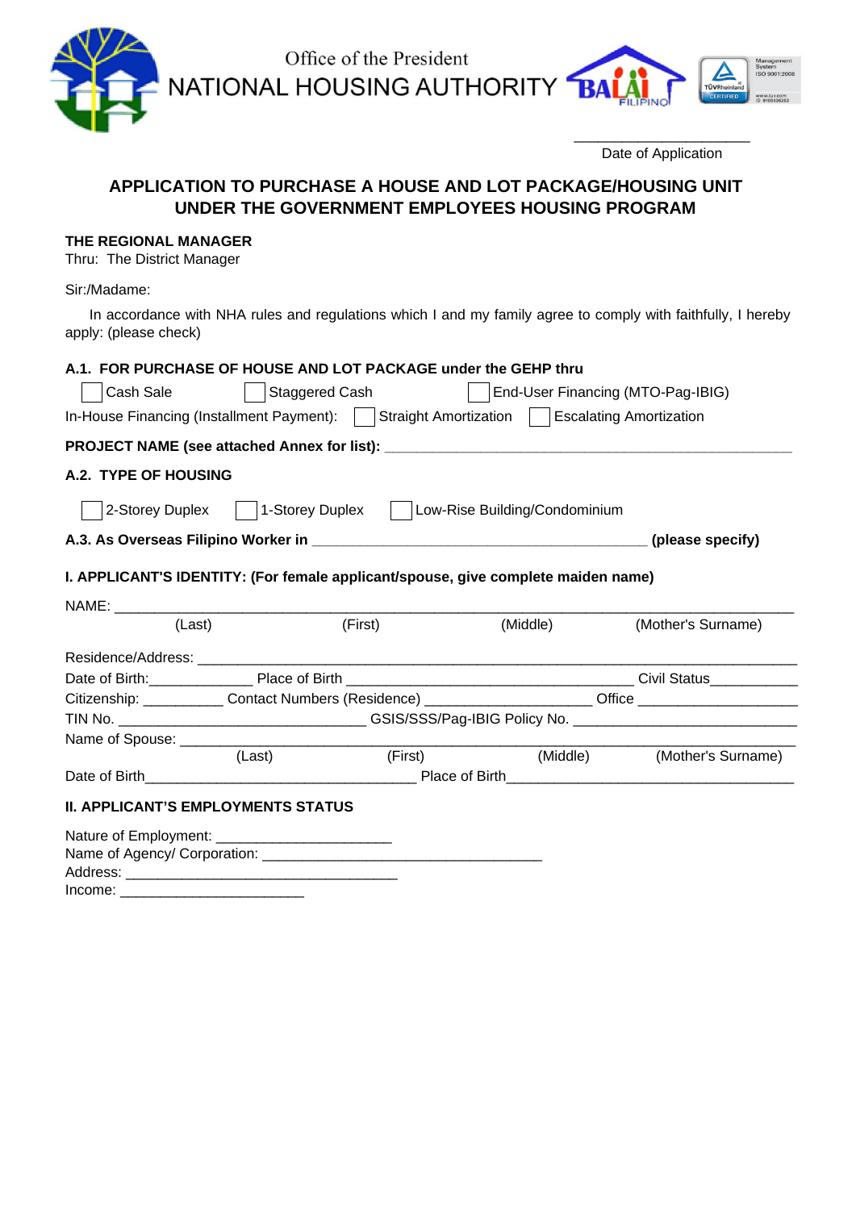Office of the President
NATIONAL HOUSING AUTHORITY

______________________
Date of Application

## APPLICATION TO PURCHASE A HOUSE AND LOT PACKAGE/HOUSING UNIT UNDER THE GOVERNMENT EMPLOYEES HOUSING PROGRAM

**THE REGIONAL MANAGER**
Thru: The District Manager

Sir:/Madame:

In accordance with NHA rules and regulations which I and my family agree to comply with faithfully, I hereby apply: (please check)

**A.1. FOR PURCHASE OF HOUSE AND LOT PACKAGE under the GEHP thru**

☐ Cash Sale ☐ Staggered Cash ☐ End-User Financing (MTO-Pag-IBIG)

In-House Financing (Installment Payment): ☐ Straight Amortization ☐ Escalating Amortization

**PROJECT NAME (see attached Annex for list):** ______________________________________________

**A.2. TYPE OF HOUSING**

☐ 2-Storey Duplex ☐ 1-Storey Duplex ☐ Low-Rise Building/Condominium

**A.3. As Overseas Filipino Worker in** ________________________________________ **(please specify)**

**I. APPLICANT'S IDENTITY: (For female applicant/spouse, give complete maiden name)**

NAME: ______________________________________________________________________________
(Last) (First) (Middle) (Mother's Surname)

Residence/Address: ____________________________________________________________________

Date of Birth:____________ Place of Birth __________________________________ Civil Status__________

Citizenship: _________ Contact Numbers (Residence) ____________________ Office __________________

TIN No. _____________________________ GSIS/SSS/Pag-IBIG Policy No. ___________________________

Name of Spouse: _______________________________________________________________________
(Last) (First) (Middle) (Mother's Surname)

Date of Birth________________________________ Place of Birth___________________________________

**II. APPLICANT'S EMPLOYMENTS STATUS**

Nature of Employment: ____________________
Name of Agency/ Corporation: _________________________________
Address: ________________________________
Income: _____________________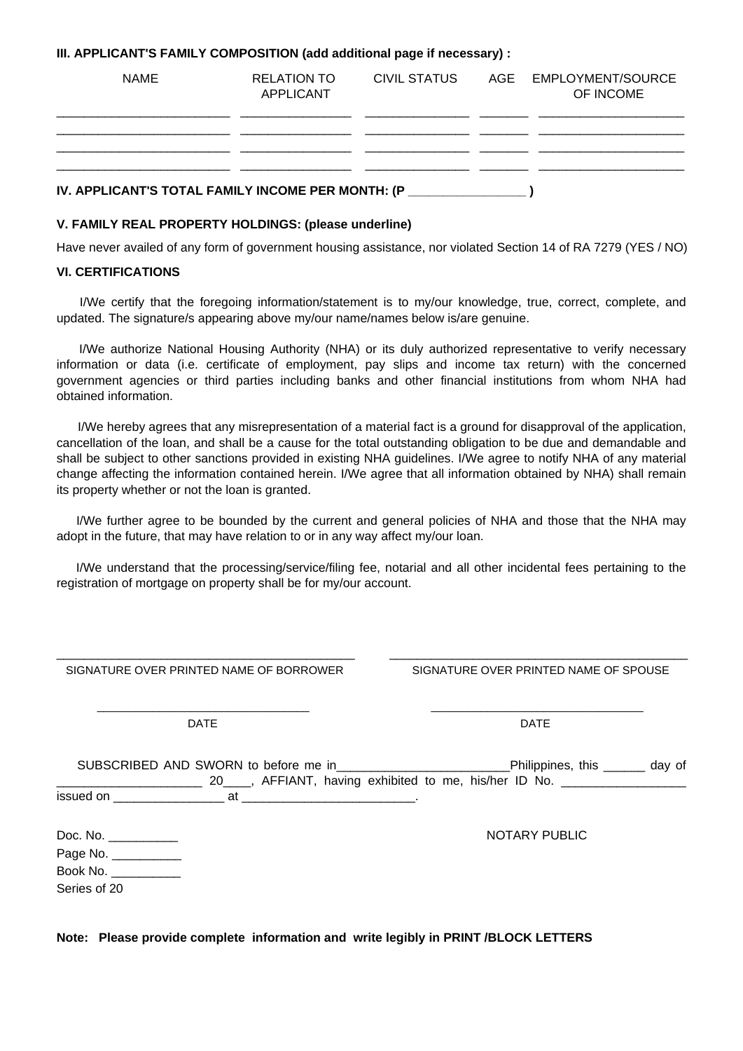**III. APPLICANT'S FAMILY COMPOSITION (add additional page if necessary) :**

| NAME | RELATION TO APPLICANT | CIVIL STATUS | AGE | EMPLOYMENT/SOURCE OF INCOME |
|---|---|---|---|---|
| ________________________ | _______________ | ______________ | _______ | ____________________ |
| ________________________ | _______________ | ______________ | _______ | ____________________ |
| ________________________ | _______________ | ______________ | _______ | ____________________ |
| ________________________ | _______________ | ______________ | _______ | ____________________ |

**IV. APPLICANT'S TOTAL FAMILY INCOME PER MONTH: (P ________________ )**

**V. FAMILY REAL PROPERTY HOLDINGS: (please underline)**

Have never availed of any form of government housing assistance, nor violated Section 14 of RA 7279 (YES / NO)

**VI. CERTIFICATIONS**

I/We certify that the foregoing information/statement is to my/our knowledge, true, correct, complete, and updated. The signature/s appearing above my/our name/names below is/are genuine.

I/We authorize National Housing Authority (NHA) or its duly authorized representative to verify necessary information or data (i.e. certificate of employment, pay slips and income tax return) with the concerned government agencies or third parties including banks and other financial institutions from whom NHA had obtained information.

I/We hereby agrees that any misrepresentation of a material fact is a ground for disapproval of the application, cancellation of the loan, and shall be a cause for the total outstanding obligation to be due and demandable and shall be subject to other sanctions provided in existing NHA guidelines. I/We agree to notify NHA of any material change affecting the information contained herein. I/We agree that all information obtained by NHA) shall remain its property whether or not the loan is granted.

I/We further agree to be bounded by the current and general policies of NHA and those that the NHA may adopt in the future, that may have relation to or in any way affect my/our loan.

I/We understand that the processing/service/filing fee, notarial and all other incidental fees pertaining to the registration of mortgage on property shall be for my/our account.

| | |
|---|---|
| ____________________________________________ | ____________________________________________ |
| SIGNATURE OVER PRINTED NAME OF BORROWER | SIGNATURE OVER PRINTED NAME OF SPOUSE |
| _______________________________ | _______________________________ |
| DATE | DATE |

SUBSCRIBED AND SWORN to before me in_________________________Philippines, this ______ day of ____________________ 20____, AFFIANT, having exhibited to me, his/her ID No. __________________ issued on ________________ at _________________________.

Doc. No. __________

Page No. __________

Book No. __________

Series of 20

NOTARY PUBLIC

**Note: Please provide complete information and write legibly in PRINT /BLOCK LETTERS**